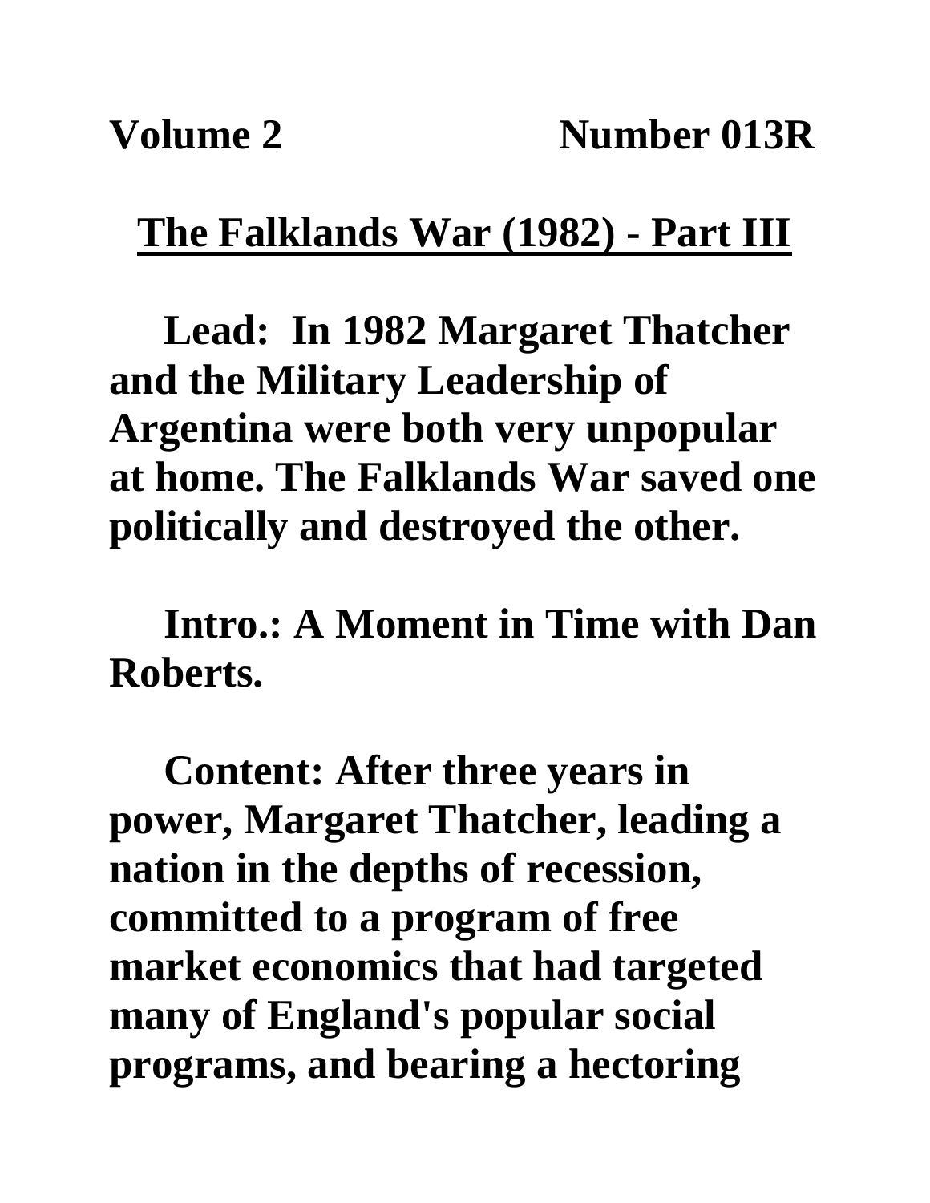**Volume 2 Number 013R**

## The Falklands War (1982) - Part III

**Lead: In 1982 Margaret Thatcher and the Military Leadership of Argentina were both very unpopular at home. The Falklands War saved one politically and destroyed the other.**

**Intro.: A Moment in Time with Dan Roberts.**

**Content: After three years in power, Margaret Thatcher, leading a nation in the depths of recession, committed to a program of free market economics that had targeted many of England's popular social programs, and bearing a hectoring**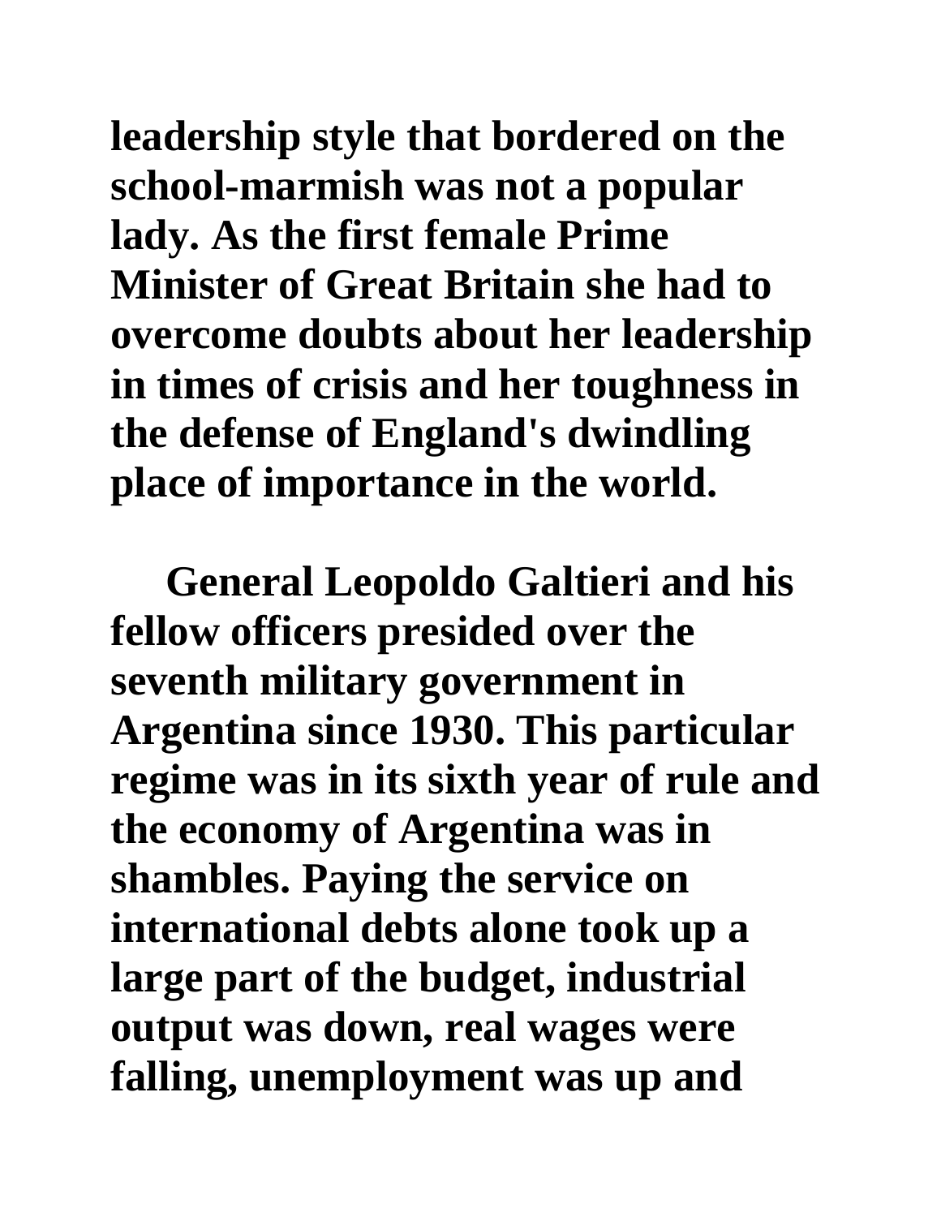leadership style that bordered on the school-marmish was not a popular lady. As the first female Prime Minister of Great Britain she had to overcome doubts about her leadership in times of crisis and her toughness in the defense of England's dwindling place of importance in the world.

General Leopoldo Galtieri and his fellow officers presided over the seventh military government in Argentina since 1930. This particular regime was in its sixth year of rule and the economy of Argentina was in shambles. Paying the service on international debts alone took up a large part of the budget, industrial output was down, real wages were falling, unemployment was up and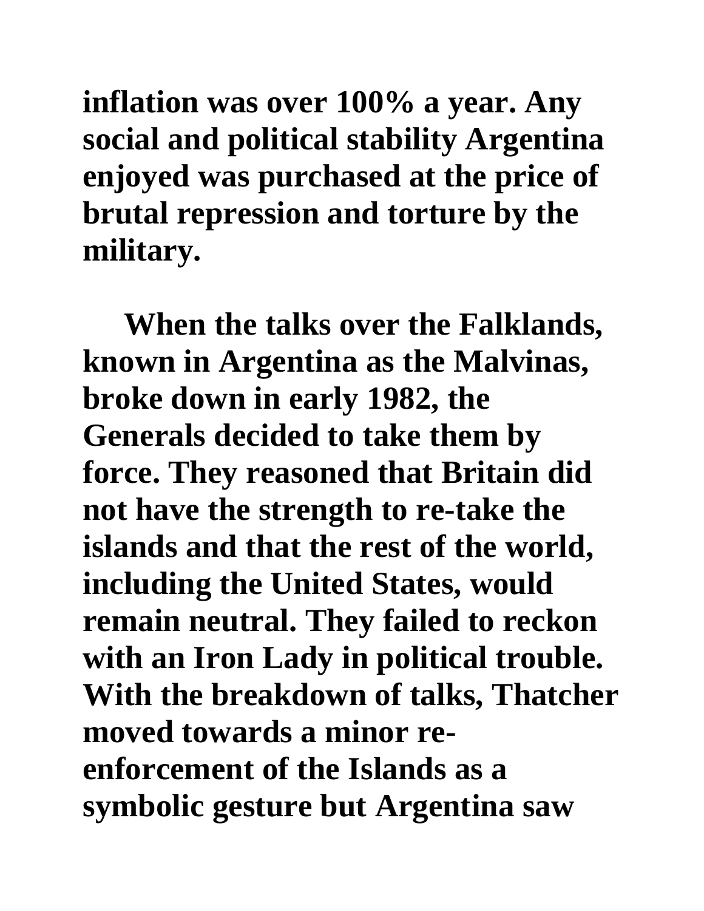**inflation was over 100% a year. Any social and political stability Argentina enjoyed was purchased at the price of brutal repression and torture by the military.**

**When the talks over the Falklands, known in Argentina as the Malvinas, broke down in early 1982, the Generals decided to take them by force. They reasoned that Britain did not have the strength to re-take the islands and that the rest of the world, including the United States, would remain neutral. They failed to reckon with an Iron Lady in political trouble. With the breakdown of talks, Thatcher moved towards a minor re-enforcement of the Islands as a symbolic gesture but Argentina saw**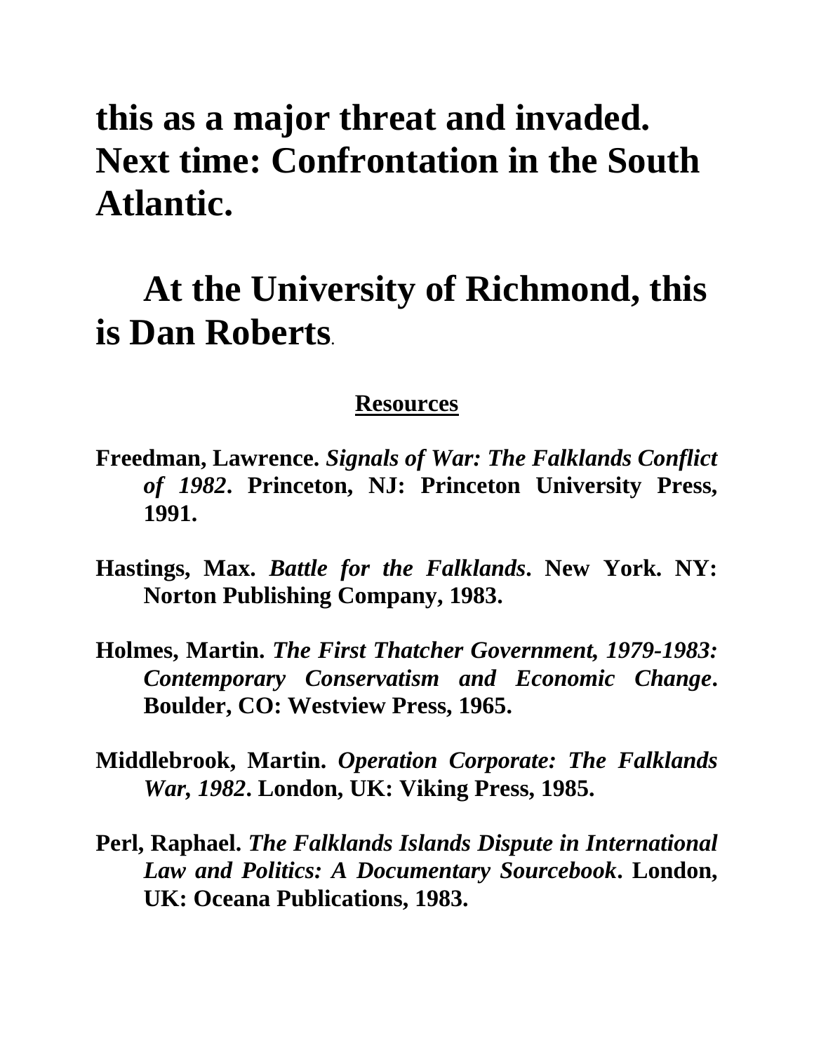**this as a major threat and invaded. Next time: Confrontation in the South Atlantic.**

**At the University of Richmond, this is Dan Roberts.**

**Resources**

**Freedman, Lawrence. *Signals of War: The Falklands Conflict of 1982*. Princeton, NJ: Princeton University Press, 1991.**

**Hastings, Max. *Battle for the Falklands*. New York. NY: Norton Publishing Company, 1983.**

**Holmes, Martin. *The First Thatcher Government, 1979-1983: Contemporary Conservatism and Economic Change*. Boulder, CO: Westview Press, 1965.**

**Middlebrook, Martin. *Operation Corporate: The Falklands War, 1982*. London, UK: Viking Press, 1985.**

**Perl, Raphael. *The Falklands Islands Dispute in International Law and Politics: A Documentary Sourcebook*. London, UK: Oceana Publications, 1983.**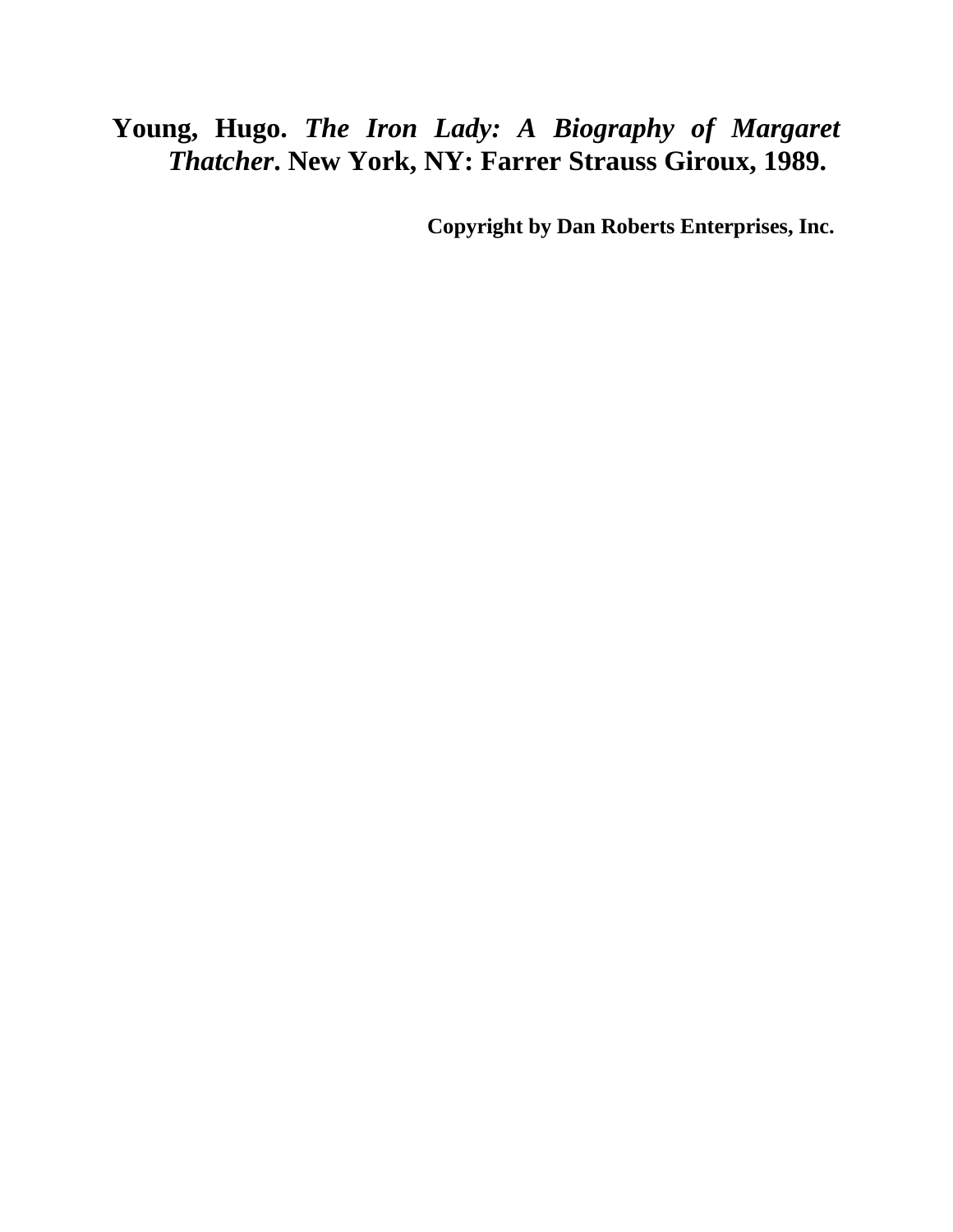**Young, Hugo. *The Iron Lady: A Biography of Margaret Thatcher*. New York, NY: Farrer Strauss Giroux, 1989.**

**Copyright by Dan Roberts Enterprises, Inc.**